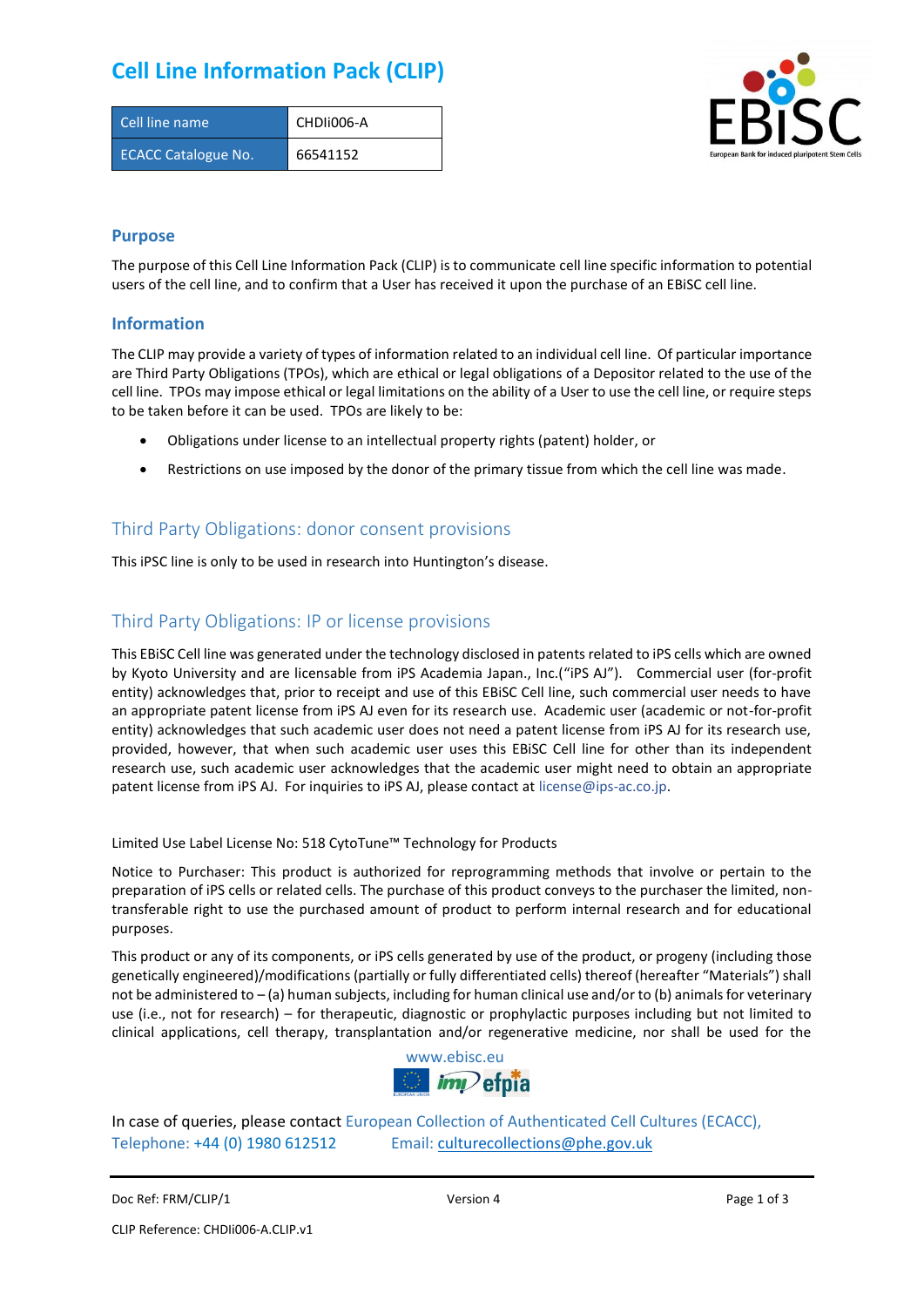# Cell Line Information Pack (CLIP)

| Cell line name | CHDIi006-A |
|---|---|
| ECACC Catalogue No. | 66541152 |

## Purpose

The purpose of this Cell Line Information Pack (CLIP) is to communicate cell line specific information to potential users of the cell line, and to confirm that a User has received it upon the purchase of an EBiSC cell line.

## Information

The CLIP may provide a variety of types of information related to an individual cell line. Of particular importance are Third Party Obligations (TPOs), which are ethical or legal obligations of a Depositor related to the use of the cell line. TPOs may impose ethical or legal limitations on the ability of a User to use the cell line, or require steps to be taken before it can be used. TPOs are likely to be:

- Obligations under license to an intellectual property rights (patent) holder, or
- Restrictions on use imposed by the donor of the primary tissue from which the cell line was made.

## Third Party Obligations: donor consent provisions

This iPSC line is only to be used in research into Huntington's disease.

## Third Party Obligations: IP or license provisions

This EBiSC Cell line was generated under the technology disclosed in patents related to iPS cells which are owned by Kyoto University and are licensable from iPS Academia Japan., Inc.("iPS AJ"). Commercial user (for-profit entity) acknowledges that, prior to receipt and use of this EBiSC Cell line, such commercial user needs to have an appropriate patent license from iPS AJ even for its research use. Academic user (academic or not-for-profit entity) acknowledges that such academic user does not need a patent license from iPS AJ for its research use, provided, however, that when such academic user uses this EBiSC Cell line for other than its independent research use, such academic user acknowledges that the academic user might need to obtain an appropriate patent license from iPS AJ. For inquiries to iPS AJ, please contact at license@ips-ac.co.jp.

Limited Use Label License No: 518 CytoTune™ Technology for Products

Notice to Purchaser: This product is authorized for reprogramming methods that involve or pertain to the preparation of iPS cells or related cells. The purchase of this product conveys to the purchaser the limited, non-transferable right to use the purchased amount of product to perform internal research and for educational purposes.

This product or any of its components, or iPS cells generated by use of the product, or progeny (including those genetically engineered)/modifications (partially or fully differentiated cells) thereof (hereafter "Materials") shall not be administered to – (a) human subjects, including for human clinical use and/or to (b) animals for veterinary use (i.e., not for research) – for therapeutic, diagnostic or prophylactic purposes including but not limited to clinical applications, cell therapy, transplantation and/or regenerative medicine, nor shall be used for the

www.ebisc.eu

In case of queries, please contact European Collection of Authenticated Cell Cultures (ECACC), Telephone: +44 (0) 1980 612512 Email: culturecollections@phe.gov.uk

Doc Ref: FRM/CLIP/1 Version 4

CLIP Reference: CHDIi006-A.CLIP.v1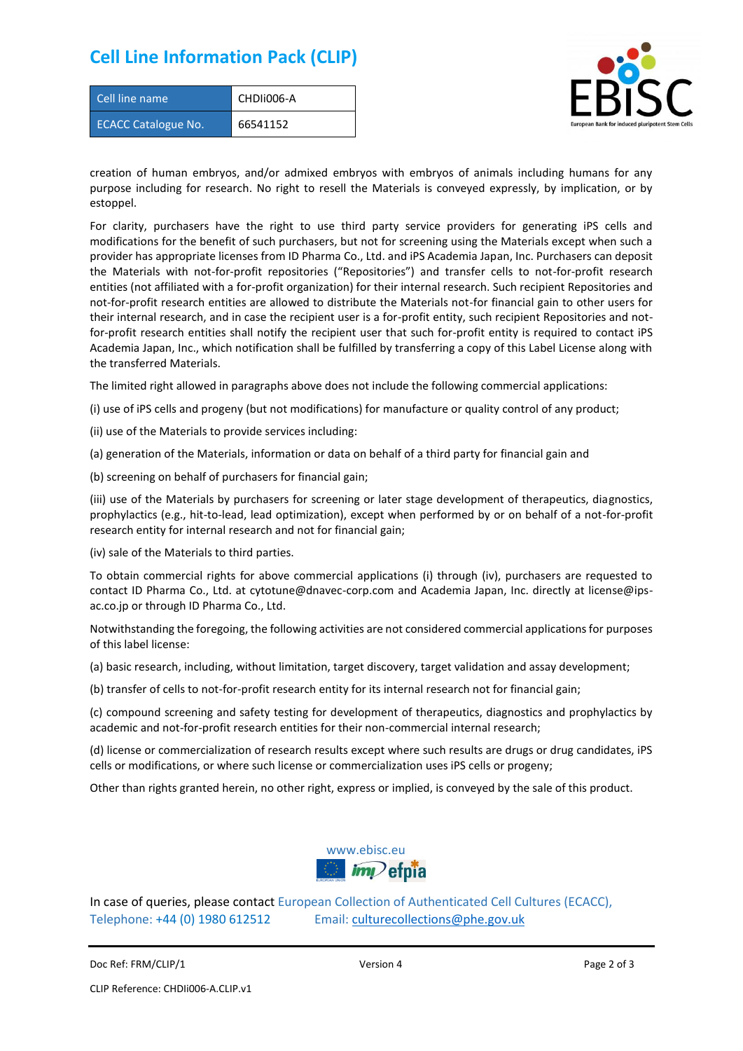# Cell Line Information Pack (CLIP)

| Cell line name | CHDIi006-A |
| --- | --- |
| ECACC Catalogue No. | 66541152 |

creation of human embryos, and/or admixed embryos with embryos of animals including humans for any purpose including for research. No right to resell the Materials is conveyed expressly, by implication, or by estoppel.

For clarity, purchasers have the right to use third party service providers for generating iPS cells and modifications for the benefit of such purchasers, but not for screening using the Materials except when such a provider has appropriate licenses from ID Pharma Co., Ltd. and iPS Academia Japan, Inc. Purchasers can deposit the Materials with not-for-profit repositories ("Repositories") and transfer cells to not-for-profit research entities (not affiliated with a for-profit organization) for their internal research. Such recipient Repositories and not-for-profit research entities are allowed to distribute the Materials not-for financial gain to other users for their internal research, and in case the recipient user is a for-profit entity, such recipient Repositories and not-for-profit research entities shall notify the recipient user that such for-profit entity is required to contact iPS Academia Japan, Inc., which notification shall be fulfilled by transferring a copy of this Label License along with the transferred Materials.

The limited right allowed in paragraphs above does not include the following commercial applications:

(i) use of iPS cells and progeny (but not modifications) for manufacture or quality control of any product;

(ii) use of the Materials to provide services including:

(a) generation of the Materials, information or data on behalf of a third party for financial gain and

(b) screening on behalf of purchasers for financial gain;

(iii) use of the Materials by purchasers for screening or later stage development of therapeutics, diagnostics, prophylactics (e.g., hit-to-lead, lead optimization), except when performed by or on behalf of a not-for-profit research entity for internal research and not for financial gain;

(iv) sale of the Materials to third parties.

To obtain commercial rights for above commercial applications (i) through (iv), purchasers are requested to contact ID Pharma Co., Ltd. at cytotune@dnavec-corp.com and Academia Japan, Inc. directly at license@ips-ac.co.jp or through ID Pharma Co., Ltd.

Notwithstanding the foregoing, the following activities are not considered commercial applications for purposes of this label license:

(a) basic research, including, without limitation, target discovery, target validation and assay development;

(b) transfer of cells to not-for-profit research entity for its internal research not for financial gain;

(c) compound screening and safety testing for development of therapeutics, diagnostics and prophylactics by academic and not-for-profit research entities for their non-commercial internal research;

(d) license or commercialization of research results except where such results are drugs or drug candidates, iPS cells or modifications, or where such license or commercialization uses iPS cells or progeny;

Other than rights granted herein, no other right, express or implied, is conveyed by the sale of this product.

www.ebisc.eu

In case of queries, please contact European Collection of Authenticated Cell Cultures (ECACC), Telephone: +44 (0) 1980 612512 Email: culturecollections@phe.gov.uk

Doc Ref: FRM/CLIP/1 Version 4

CLIP Reference: CHDIi006-A.CLIP.v1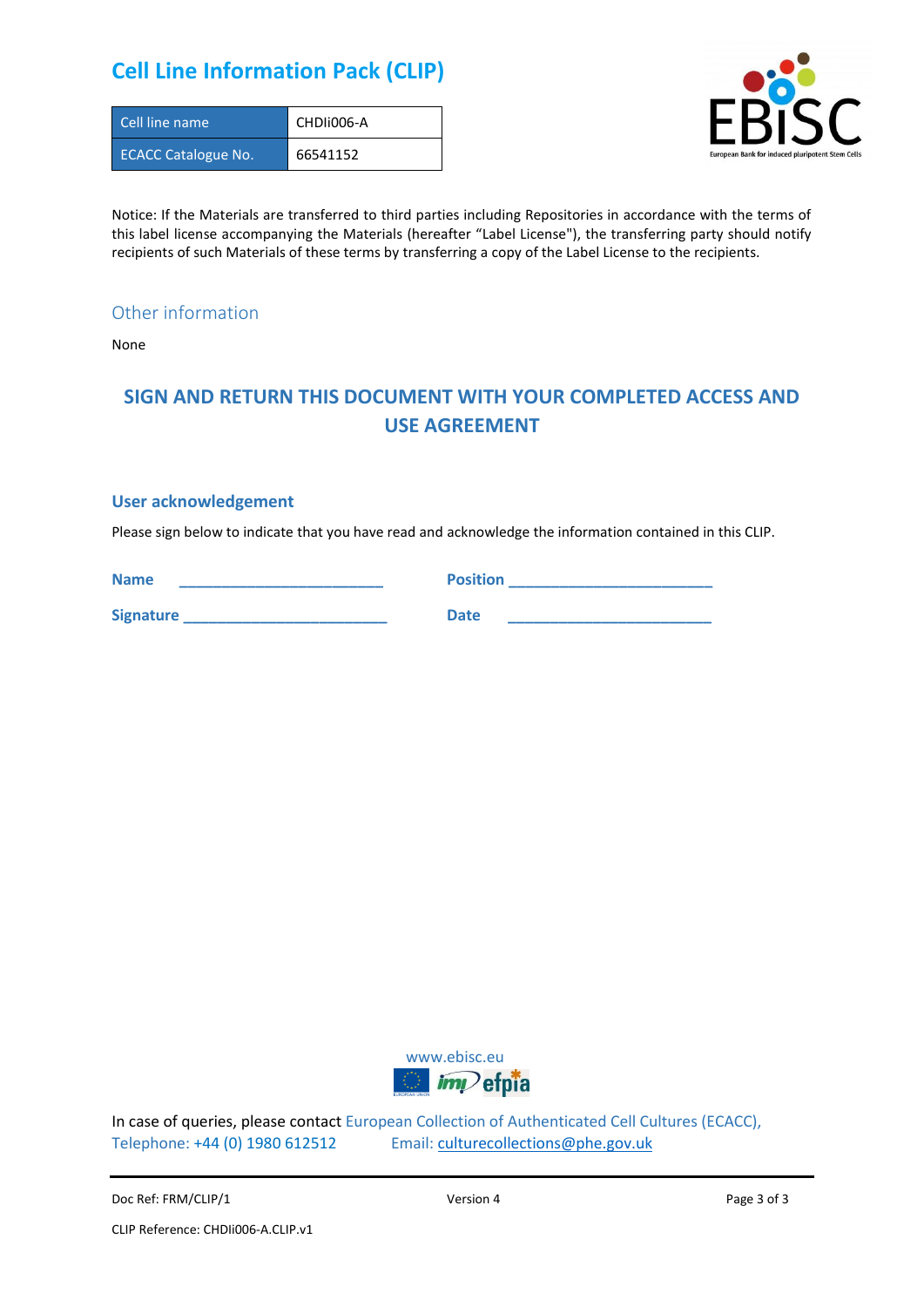# Cell Line Information Pack (CLIP)

| | |
|---|---|
| Cell line name | CHDIi006-A |
| ECACC Catalogue No. | 66541152 |

Notice: If the Materials are transferred to third parties including Repositories in accordance with the terms of this label license accompanying the Materials (hereafter "Label License"), the transferring party should notify recipients of such Materials of these terms by transferring a copy of the Label License to the recipients.

## Other information

None

## SIGN AND RETURN THIS DOCUMENT WITH YOUR COMPLETED ACCESS AND USE AGREEMENT

### User acknowledgement

Please sign below to indicate that you have read and acknowledge the information contained in this CLIP.

**Name** ________________________ **Position** ________________________

**Signature** ________________________ **Date** ________________________

www.ebisc.eu

In case of queries, please contact European Collection of Authenticated Cell Cultures (ECACC),
Telephone: +44 (0) 1980 612512 Email: culturecollections@phe.gov.uk

Doc Ref: FRM/CLIP/1 Version 4

CLIP Reference: CHDIi006-A.CLIP.v1